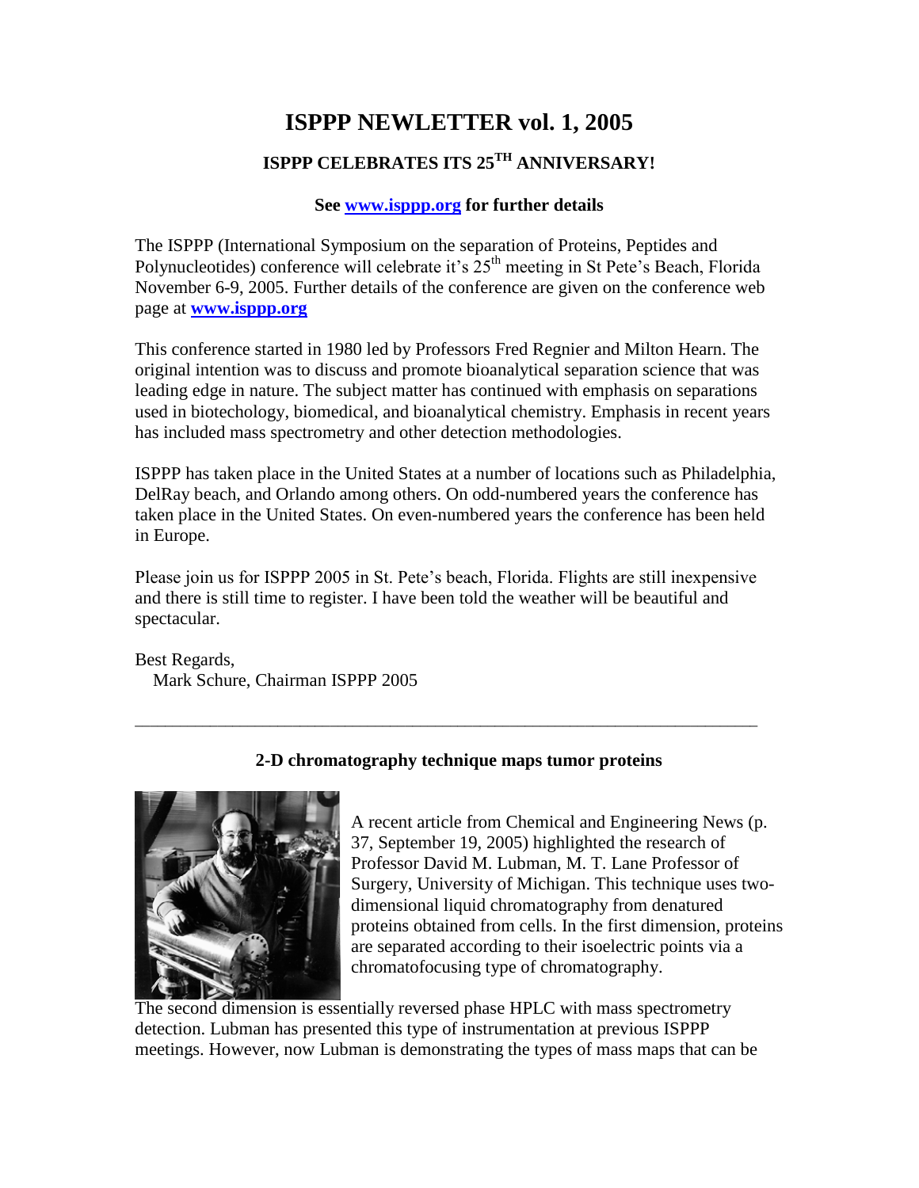# ISPPP NEWLETTER vol. 1, 2005

## ISPPP CELEBRATES ITS 25TH ANNIVERSARY!

**See [www.isppp.org](http://www.isppp.org) for further details**

The ISPPP (International Symposium on the separation of Proteins, Peptides and Polynucleotides) conference will celebrate it's 25th meeting in St Pete's Beach, Florida November 6-9, 2005. Further details of the conference are given on the conference web page at **[www.isppp.org](http://www.isppp.org)**

This conference started in 1980 led by Professors Fred Regnier and Milton Hearn. The original intention was to discuss and promote bioanalytical separation science that was leading edge in nature. The subject matter has continued with emphasis on separations used in biotechology, biomedical, and bioanalytical chemistry. Emphasis in recent years has included mass spectrometry and other detection methodologies.

ISPPP has taken place in the United States at a number of locations such as Philadelphia, DelRay beach, and Orlando among others. On odd-numbered years the conference has taken place in the United States. On even-numbered years the conference has been held in Europe.

Please join us for ISPPP 2005 in St. Pete's beach, Florida. Flights are still inexpensive and there is still time to register. I have been told the weather will be beautiful and spectacular.

Best Regards,
Mark Schure, Chairman ISPPP 2005

---

### 2-D chromatography technique maps tumor proteins

A recent article from Chemical and Engineering News (p. 37, September 19, 2005) highlighted the research of Professor David M. Lubman, M. T. Lane Professor of Surgery, University of Michigan. This technique uses two-dimensional liquid chromatography from denatured proteins obtained from cells. In the first dimension, proteins are separated according to their isoelectric points via a chromatofocusing type of chromatography.

The second dimension is essentially reversed phase HPLC with mass spectrometry detection. Lubman has presented this type of instrumentation at previous ISPPP meetings. However, now Lubman is demonstrating the types of mass maps that can be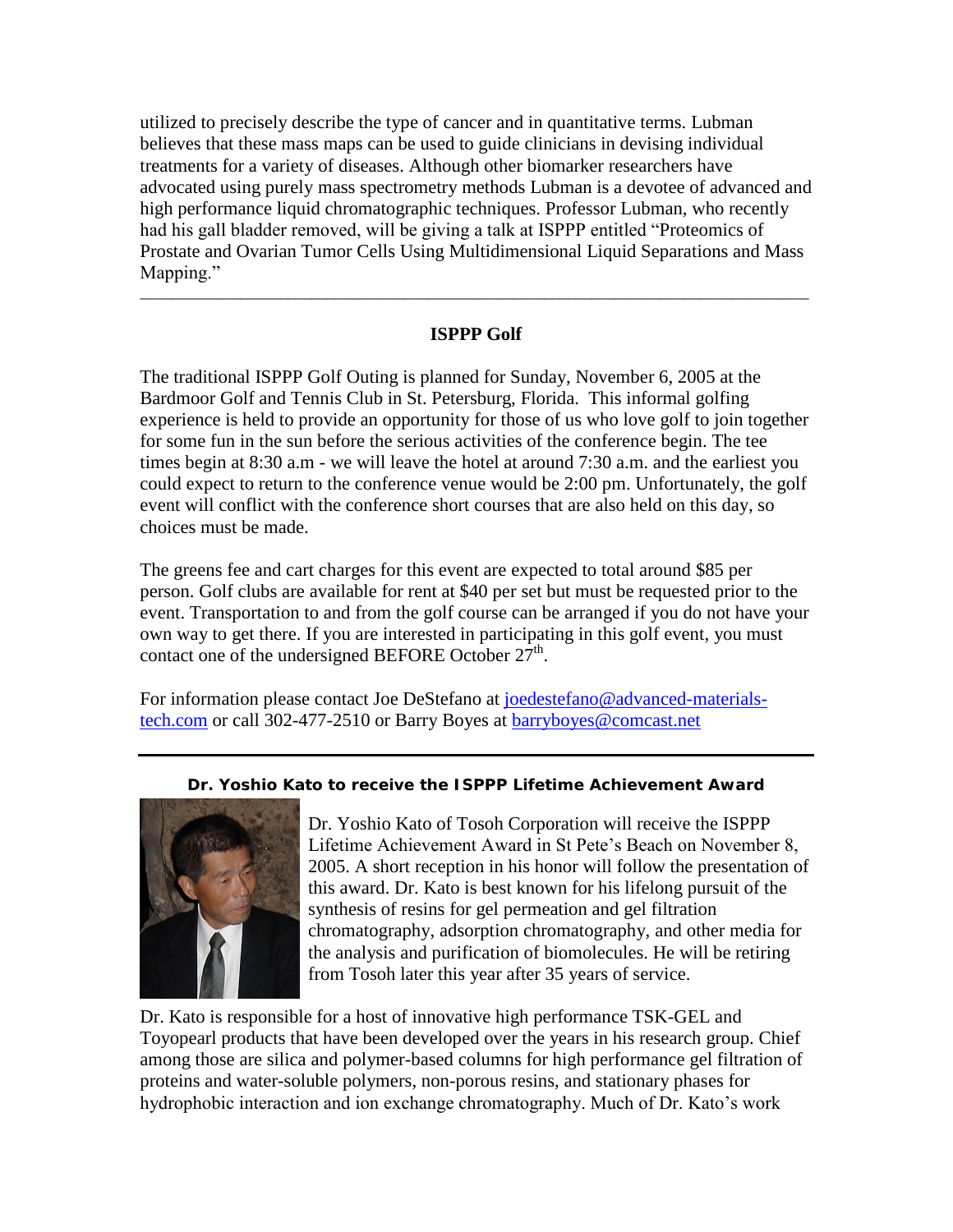utilized to precisely describe the type of cancer and in quantitative terms. Lubman believes that these mass maps can be used to guide clinicians in devising individual treatments for a variety of diseases. Although other biomarker researchers have advocated using purely mass spectrometry methods Lubman is a devotee of advanced and high performance liquid chromatographic techniques. Professor Lubman, who recently had his gall bladder removed, will be giving a talk at ISPPP entitled "Proteomics of Prostate and Ovarian Tumor Cells Using Multidimensional Liquid Separations and Mass Mapping."

---

## ISPPP Golf

The traditional ISPPP Golf Outing is planned for Sunday, November 6, 2005 at the Bardmoor Golf and Tennis Club in St. Petersburg, Florida. This informal golfing experience is held to provide an opportunity for those of us who love golf to join together for some fun in the sun before the serious activities of the conference begin. The tee times begin at 8:30 a.m - we will leave the hotel at around 7:30 a.m. and the earliest you could expect to return to the conference venue would be 2:00 pm. Unfortunately, the golf event will conflict with the conference short courses that are also held on this day, so choices must be made.

The greens fee and cart charges for this event are expected to total around $85 per person. Golf clubs are available for rent at $40 per set but must be requested prior to the event. Transportation to and from the golf course can be arranged if you do not have your own way to get there. If you are interested in participating in this golf event, you must contact one of the undersigned BEFORE October 27th.

For information please contact Joe DeStefano at joedestefano@advanced-materials-tech.com or call 302-477-2510 or Barry Boyes at barryboyes@comcast.net

---

## Dr. Yoshio Kato to receive the ISPPP Lifetime Achievement Award

Dr. Yoshio Kato of Tosoh Corporation will receive the ISPPP Lifetime Achievement Award in St Pete's Beach on November 8, 2005. A short reception in his honor will follow the presentation of this award. Dr. Kato is best known for his lifelong pursuit of the synthesis of resins for gel permeation and gel filtration chromatography, adsorption chromatography, and other media for the analysis and purification of biomolecules. He will be retiring from Tosoh later this year after 35 years of service.

Dr. Kato is responsible for a host of innovative high performance TSK-GEL and Toyopearl products that have been developed over the years in his research group. Chief among those are silica and polymer-based columns for high performance gel filtration of proteins and water-soluble polymers, non-porous resins, and stationary phases for hydrophobic interaction and ion exchange chromatography. Much of Dr. Kato's work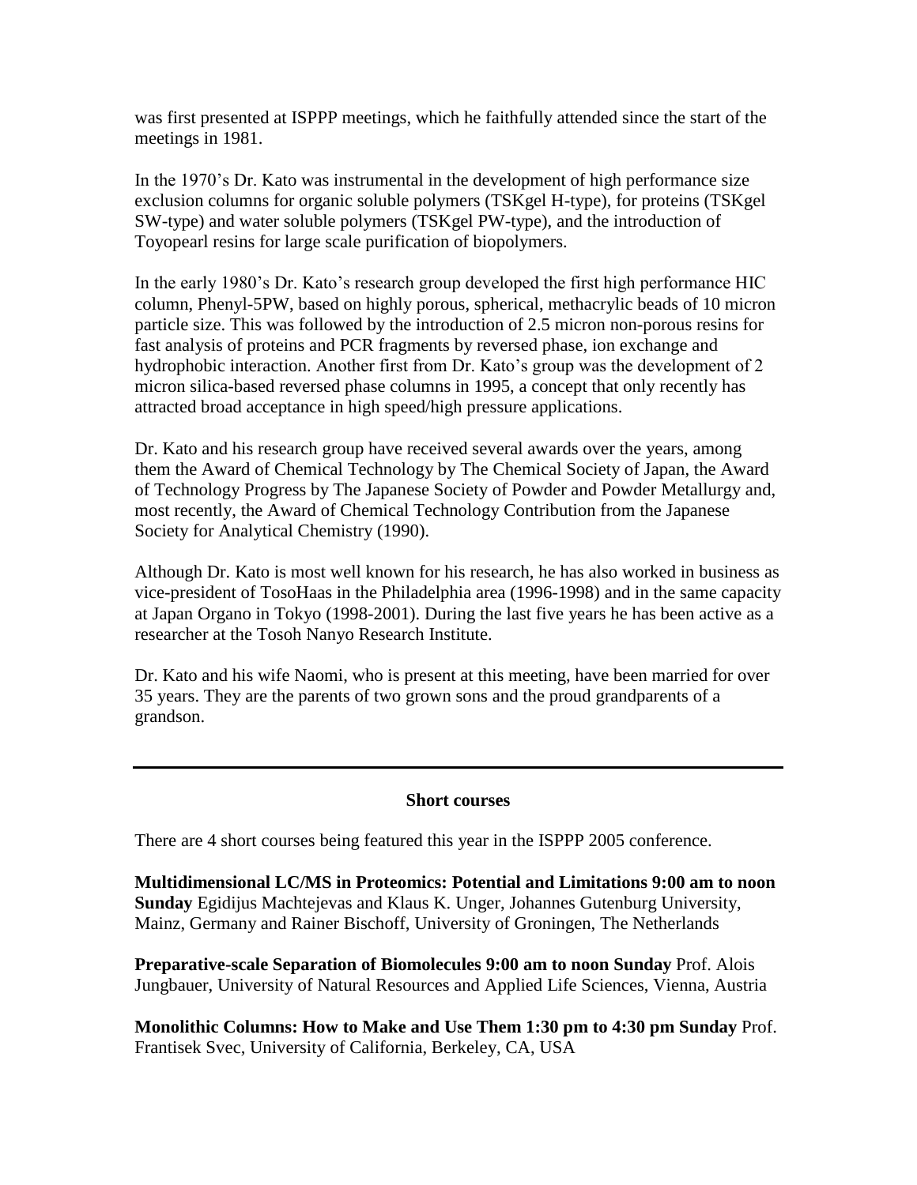was first presented at ISPPP meetings, which he faithfully attended since the start of the meetings in 1981.

In the 1970's Dr. Kato was instrumental in the development of high performance size exclusion columns for organic soluble polymers (TSKgel H-type), for proteins (TSKgel SW-type) and water soluble polymers (TSKgel PW-type), and the introduction of Toyopearl resins for large scale purification of biopolymers.

In the early 1980's Dr. Kato's research group developed the first high performance HIC column, Phenyl-5PW, based on highly porous, spherical, methacrylic beads of 10 micron particle size. This was followed by the introduction of 2.5 micron non-porous resins for fast analysis of proteins and PCR fragments by reversed phase, ion exchange and hydrophobic interaction. Another first from Dr. Kato's group was the development of 2 micron silica-based reversed phase columns in 1995, a concept that only recently has attracted broad acceptance in high speed/high pressure applications.

Dr. Kato and his research group have received several awards over the years, among them the Award of Chemical Technology by The Chemical Society of Japan, the Award of Technology Progress by The Japanese Society of Powder and Powder Metallurgy and, most recently, the Award of Chemical Technology Contribution from the Japanese Society for Analytical Chemistry (1990).

Although Dr. Kato is most well known for his research, he has also worked in business as vice-president of TosoHaas in the Philadelphia area (1996-1998) and in the same capacity at Japan Organo in Tokyo (1998-2001). During the last five years he has been active as a researcher at the Tosoh Nanyo Research Institute.

Dr. Kato and his wife Naomi, who is present at this meeting, have been married for over 35 years. They are the parents of two grown sons and the proud grandparents of a grandson.

---

## Short courses

There are 4 short courses being featured this year in the ISPPP 2005 conference.

**Multidimensional LC/MS in Proteomics: Potential and Limitations 9:00 am to noon Sunday** Egidijus Machtejevas and Klaus K. Unger, Johannes Gutenburg University, Mainz, Germany and Rainer Bischoff, University of Groningen, The Netherlands

**Preparative-scale Separation of Biomolecules 9:00 am to noon Sunday** Prof. Alois Jungbauer, University of Natural Resources and Applied Life Sciences, Vienna, Austria

**Monolithic Columns: How to Make and Use Them 1:30 pm to 4:30 pm Sunday** Prof. Frantisek Svec, University of California, Berkeley, CA, USA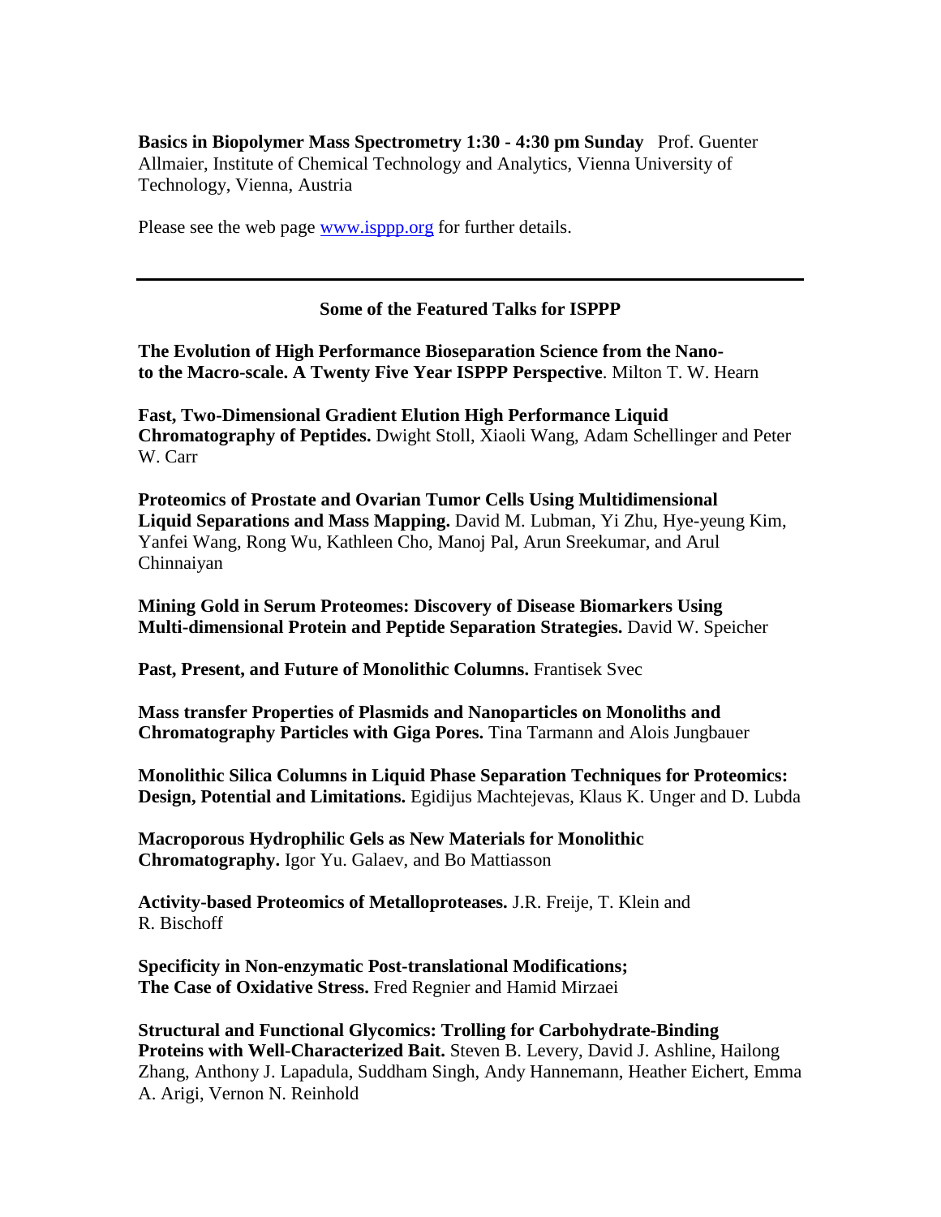**Basics in Biopolymer Mass Spectrometry 1:30 - 4:30 pm Sunday** Prof. Guenter Allmaier, Institute of Chemical Technology and Analytics, Vienna University of Technology, Vienna, Austria

Please see the web page www.isppp.org for further details.

---

**Some of the Featured Talks for ISPPP**

**The Evolution of High Performance Bioseparation Science from the Nano- to the Macro-scale. A Twenty Five Year ISPPP Perspective**. Milton T. W. Hearn

**Fast, Two-Dimensional Gradient Elution High Performance Liquid Chromatography of Peptides.** Dwight Stoll, Xiaoli Wang, Adam Schellinger and Peter W. Carr

**Proteomics of Prostate and Ovarian Tumor Cells Using Multidimensional Liquid Separations and Mass Mapping.** David M. Lubman, Yi Zhu, Hye-yeung Kim, Yanfei Wang, Rong Wu, Kathleen Cho, Manoj Pal, Arun Sreekumar, and Arul Chinnaiyan

**Mining Gold in Serum Proteomes: Discovery of Disease Biomarkers Using Multi-dimensional Protein and Peptide Separation Strategies.** David W. Speicher

**Past, Present, and Future of Monolithic Columns.** Frantisek Svec

**Mass transfer Properties of Plasmids and Nanoparticles on Monoliths and Chromatography Particles with Giga Pores.** Tina Tarmann and Alois Jungbauer

**Monolithic Silica Columns in Liquid Phase Separation Techniques for Proteomics: Design, Potential and Limitations.** Egidijus Machtejevas, Klaus K. Unger and D. Lubda

**Macroporous Hydrophilic Gels as New Materials for Monolithic Chromatography.** Igor Yu. Galaev, and Bo Mattiasson

**Activity-based Proteomics of Metalloproteases.** J.R. Freije, T. Klein and R. Bischoff

**Specificity in Non-enzymatic Post-translational Modifications; The Case of Oxidative Stress.** Fred Regnier and Hamid Mirzaei

**Structural and Functional Glycomics: Trolling for Carbohydrate-Binding Proteins with Well-Characterized Bait.** Steven B. Levery, David J. Ashline, Hailong Zhang, Anthony J. Lapadula, Suddham Singh, Andy Hannemann, Heather Eichert, Emma A. Arigi, Vernon N. Reinhold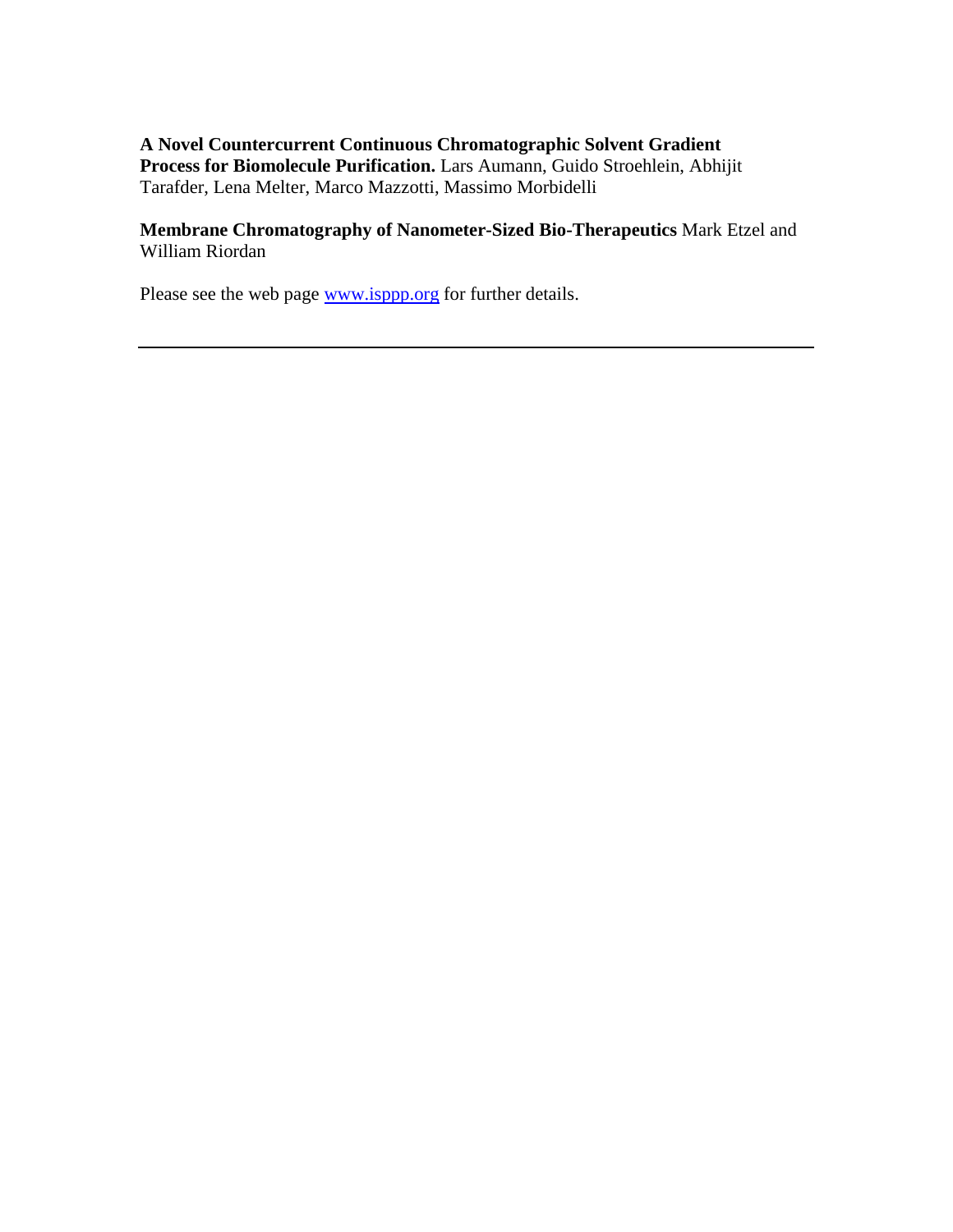**A Novel Countercurrent Continuous Chromatographic Solvent Gradient Process for Biomolecule Purification.** Lars Aumann, Guido Stroehlein, Abhijit Tarafder, Lena Melter, Marco Mazzotti, Massimo Morbidelli

**Membrane Chromatography of Nanometer-Sized Bio-Therapeutics** Mark Etzel and William Riordan

Please see the web page [www.isppp.org](http://www.isppp.org) for further details.

---